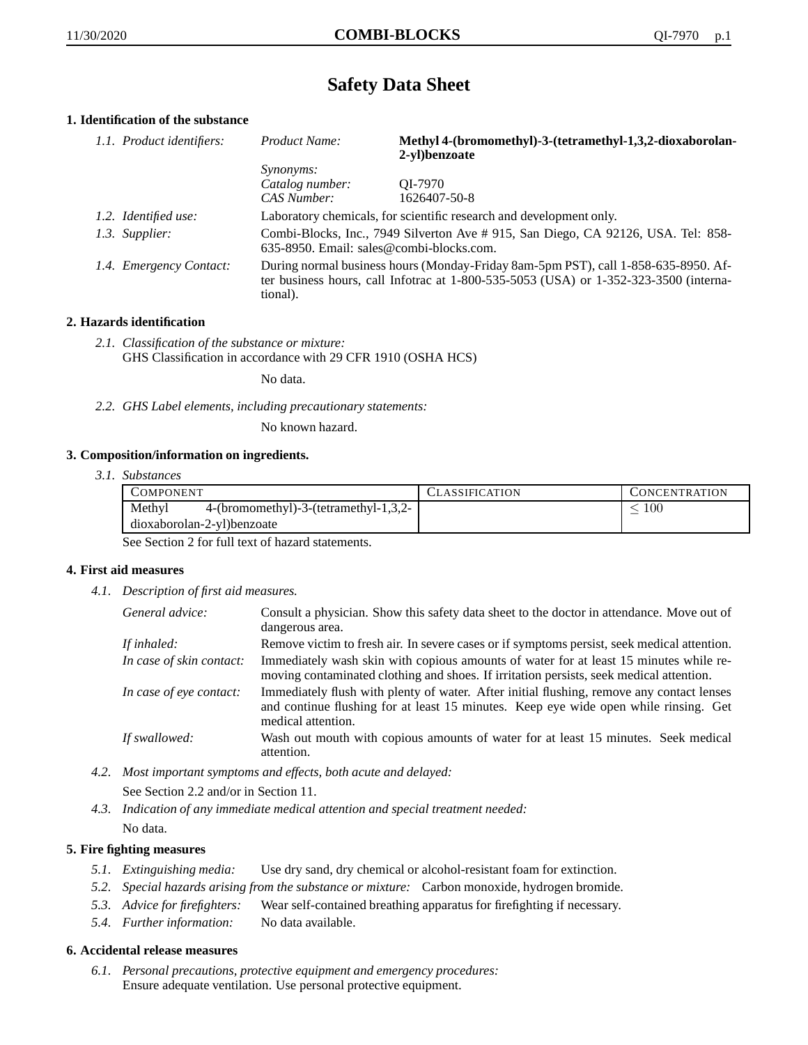# Safety Data Sheet

## 1. Identification of the substance

| | | |
|---|---|---|
| *1.1. Product identifiers:* | *Product Name:* | **Methyl 4-(bromomethyl)-3-(tetramethyl-1,3,2-dioxaborolan-2-yl)benzoate** |
| | *Synonyms:* | |
| | *Catalog number:* | QI-7970 |
| | *CAS Number:* | 1626407-50-8 |
| *1.2. Identified use:* | Laboratory chemicals, for scientific research and development only. | |
| *1.3. Supplier:* | Combi-Blocks, Inc., 7949 Silverton Ave # 915, San Diego, CA 92126, USA. Tel: 858-635-8950. Email: sales@combi-blocks.com. | |
| *1.4. Emergency Contact:* | During normal business hours (Monday-Friday 8am-5pm PST), call 1-858-635-8950. After business hours, call Infotrac at 1-800-535-5053 (USA) or 1-352-323-3500 (international). | |

## 2. Hazards identification

*2.1. Classification of the substance or mixture:*
GHS Classification in accordance with 29 CFR 1910 (OSHA HCS)

No data.

*2.2. GHS Label elements, including precautionary statements:*

No known hazard.

## 3. Composition/information on ingredients.

*3.1. Substances*

| COMPONENT | CLASSIFICATION | CONCENTRATION |
|---|---|---|
| Methyl 4-(bromomethyl)-3-(tetramethyl-1,3,2-dioxaborolan-2-yl)benzoate | | $\leq 100$ |

See Section 2 for full text of hazard statements.

## 4. First aid measures

*4.1. Description of first aid measures.*

| | |
|---|---|
| *General advice:* | Consult a physician. Show this safety data sheet to the doctor in attendance. Move out of dangerous area. |
| *If inhaled:* | Remove victim to fresh air. In severe cases or if symptoms persist, seek medical attention. |
| *In case of skin contact:* | Immediately wash skin with copious amounts of water for at least 15 minutes while removing contaminated clothing and shoes. If irritation persists, seek medical attention. |
| *In case of eye contact:* | Immediately flush with plenty of water. After initial flushing, remove any contact lenses and continue flushing for at least 15 minutes. Keep eye wide open while rinsing. Get medical attention. |
| *If swallowed:* | Wash out mouth with copious amounts of water for at least 15 minutes. Seek medical attention. |

*4.2. Most important symptoms and effects, both acute and delayed:*

See Section 2.2 and/or in Section 11.

*4.3. Indication of any immediate medical attention and special treatment needed:*

No data.

## 5. Fire fighting measures

*5.1. Extinguishing media:* Use dry sand, dry chemical or alcohol-resistant foam for extinction.

*5.2. Special hazards arising from the substance or mixture:* Carbon monoxide, hydrogen bromide.

*5.3. Advice for firefighters:* Wear self-contained breathing apparatus for firefighting if necessary.

*5.4. Further information:* No data available.

## 6. Accidental release measures

*6.1. Personal precautions, protective equipment and emergency procedures:*
Ensure adequate ventilation. Use personal protective equipment.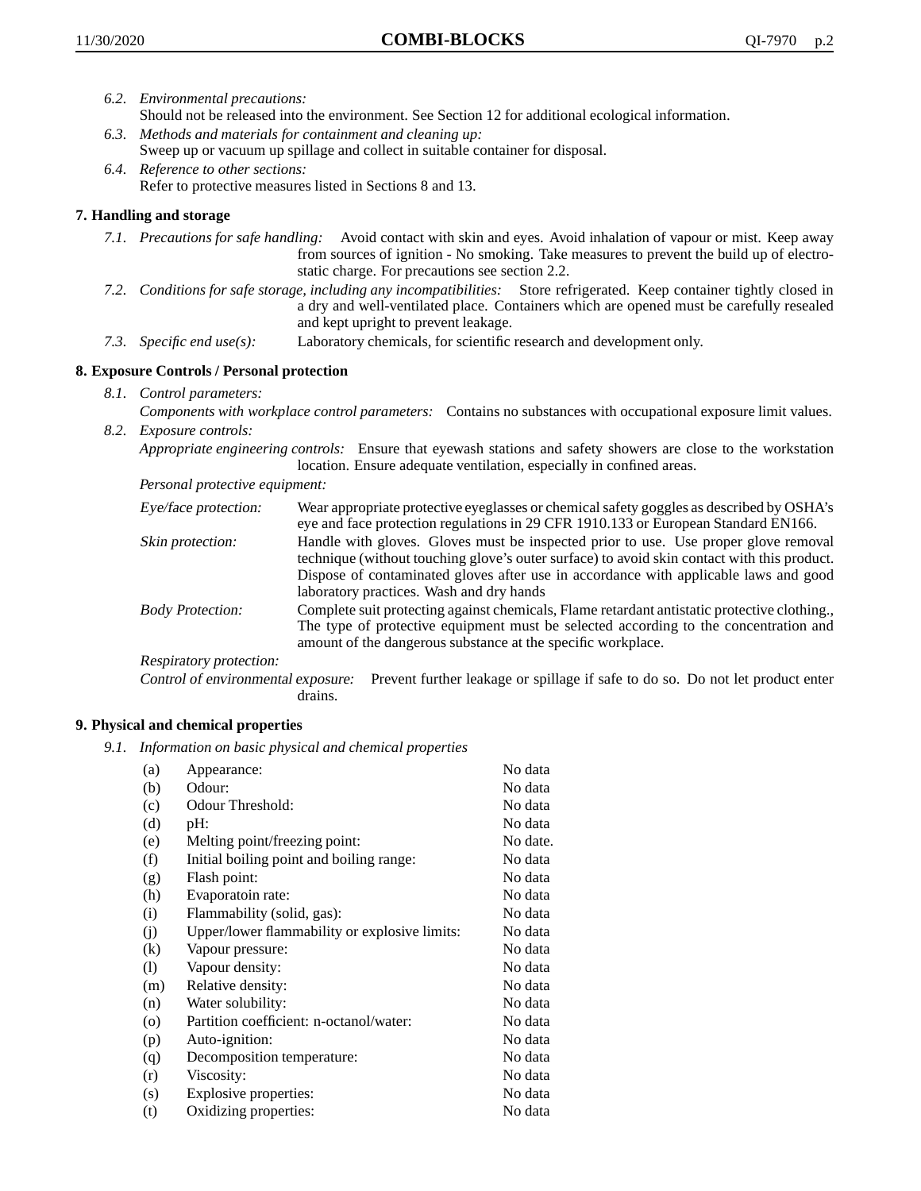6.2. *Environmental precautions:*
Should not be released into the environment. See Section 12 for additional ecological information.

6.3. *Methods and materials for containment and cleaning up:*
Sweep up or vacuum up spillage and collect in suitable container for disposal.

6.4. *Reference to other sections:*
Refer to protective measures listed in Sections 8 and 13.

## 7. Handling and storage

7.1. *Precautions for safe handling:* Avoid contact with skin and eyes. Avoid inhalation of vapour or mist. Keep away from sources of ignition - No smoking. Take measures to prevent the build up of electrostatic charge. For precautions see section 2.2.

7.2. *Conditions for safe storage, including any incompatibilities:* Store refrigerated. Keep container tightly closed in a dry and well-ventilated place. Containers which are opened must be carefully resealed and kept upright to prevent leakage.

7.3. *Specific end use(s):* Laboratory chemicals, for scientific research and development only.

## 8. Exposure Controls / Personal protection

8.1. *Control parameters:*
*Components with workplace control parameters:* Contains no substances with occupational exposure limit values.

8.2. *Exposure controls:*
*Appropriate engineering controls:* Ensure that eyewash stations and safety showers are close to the workstation location. Ensure adequate ventilation, especially in confined areas.

*Personal protective equipment:*

*Eye/face protection:* Wear appropriate protective eyeglasses or chemical safety goggles as described by OSHA's eye and face protection regulations in 29 CFR 1910.133 or European Standard EN166.

*Skin protection:* Handle with gloves. Gloves must be inspected prior to use. Use proper glove removal technique (without touching glove's outer surface) to avoid skin contact with this product. Dispose of contaminated gloves after use in accordance with applicable laws and good laboratory practices. Wash and dry hands

*Body Protection:* Complete suit protecting against chemicals, Flame retardant antistatic protective clothing., The type of protective equipment must be selected according to the concentration and amount of the dangerous substance at the specific workplace.

*Respiratory protection:*

*Control of environmental exposure:* Prevent further leakage or spillage if safe to do so. Do not let product enter drains.

## 9. Physical and chemical properties

9.1. *Information on basic physical and chemical properties*

| | | |
|---|---|---|
| (a) | Appearance: | No data |
| (b) | Odour: | No data |
| (c) | Odour Threshold: | No data |
| (d) | pH: | No data |
| (e) | Melting point/freezing point: | No date. |
| (f) | Initial boiling point and boiling range: | No data |
| (g) | Flash point: | No data |
| (h) | Evaporatoin rate: | No data |
| (i) | Flammability (solid, gas): | No data |
| (j) | Upper/lower flammability or explosive limits: | No data |
| (k) | Vapour pressure: | No data |
| (l) | Vapour density: | No data |
| (m) | Relative density: | No data |
| (n) | Water solubility: | No data |
| (o) | Partition coefficient: n-octanol/water: | No data |
| (p) | Auto-ignition: | No data |
| (q) | Decomposition temperature: | No data |
| (r) | Viscosity: | No data |
| (s) | Explosive properties: | No data |
| (t) | Oxidizing properties: | No data |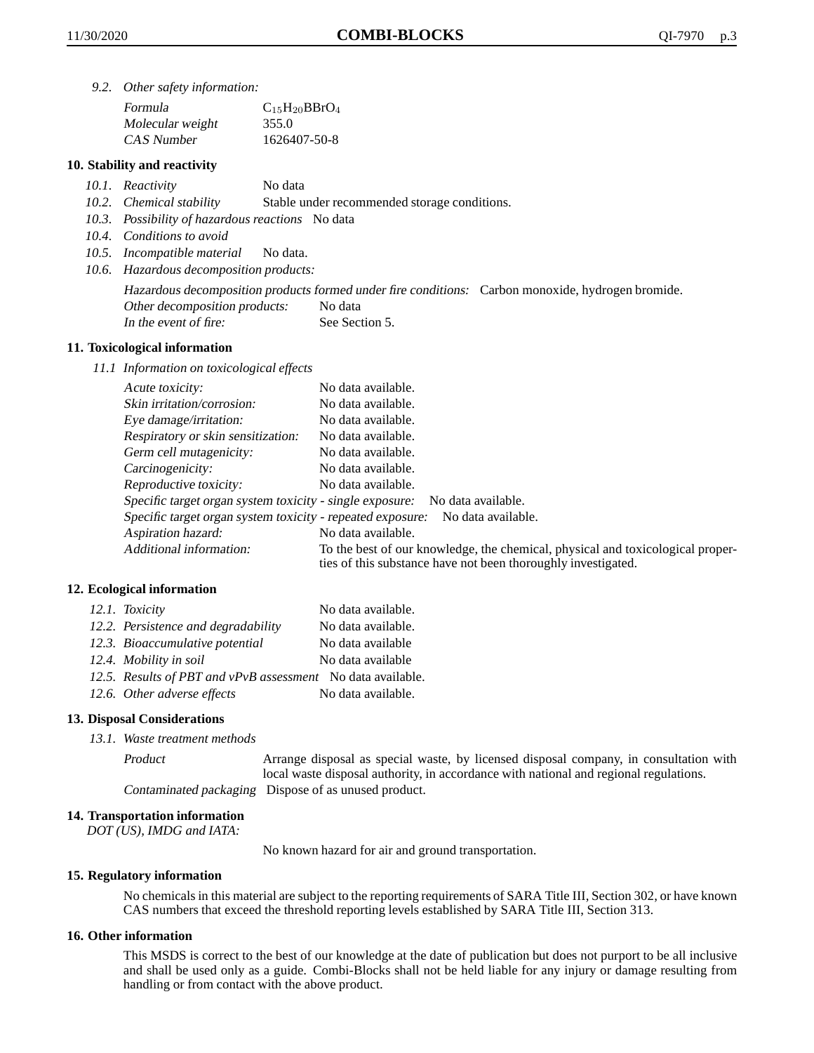*9.2. Other safety information:*

| | |
|---|---|
| *Formula* | $C_{15}H_{20}BBrO_4$ |
| *Molecular weight* | 355.0 |
| *CAS Number* | 1626407-50-8 |

## 10. Stability and reactivity

*10.1. Reactivity* No data

*10.2. Chemical stability* Stable under recommended storage conditions.

*10.3. Possibility of hazardous reactions* No data

*10.4. Conditions to avoid*

*10.5. Incompatible material* No data.

*10.6. Hazardous decomposition products:*

*Hazardous decomposition products formed under fire conditions:* Carbon monoxide, hydrogen bromide.

*Other decomposition products:* No data

*In the event of fire:* See Section 5.

## 11. Toxicological information

*11.1 Information on toxicological effects*

| | |
|---|---|
| *Acute toxicity:* | No data available. |
| *Skin irritation/corrosion:* | No data available. |
| *Eye damage/irritation:* | No data available. |
| *Respiratory or skin sensitization:* | No data available. |
| *Germ cell mutagenicity:* | No data available. |
| *Carcinogenicity:* | No data available. |
| *Reproductive toxicity:* | No data available. |
| *Specific target organ system toxicity - single exposure:* | No data available. |
| *Specific target organ system toxicity - repeated exposure:* | No data available. |
| *Aspiration hazard:* | No data available. |
| *Additional information:* | To the best of our knowledge, the chemical, physical and toxicological properties of this substance have not been thoroughly investigated. |

## 12. Ecological information

| | |
|---|---|
| *12.1. Toxicity* | No data available. |
| *12.2. Persistence and degradability* | No data available. |
| *12.3. Bioaccumulative potential* | No data available |
| *12.4. Mobility in soil* | No data available |
| *12.5. Results of PBT and vPvB assessment* | No data available. |
| *12.6. Other adverse effects* | No data available. |

## 13. Disposal Considerations

*13.1. Waste treatment methods*

*Product* Arrange disposal as special waste, by licensed disposal company, in consultation with local waste disposal authority, in accordance with national and regional regulations.

*Contaminated packaging* Dispose of as unused product.

## 14. Transportation information

*DOT (US), IMDG and IATA:*

No known hazard for air and ground transportation.

## 15. Regulatory information

No chemicals in this material are subject to the reporting requirements of SARA Title III, Section 302, or have known CAS numbers that exceed the threshold reporting levels established by SARA Title III, Section 313.

## 16. Other information

This MSDS is correct to the best of our knowledge at the date of publication but does not purport to be all inclusive and shall be used only as a guide. Combi-Blocks shall not be held liable for any injury or damage resulting from handling or from contact with the above product.